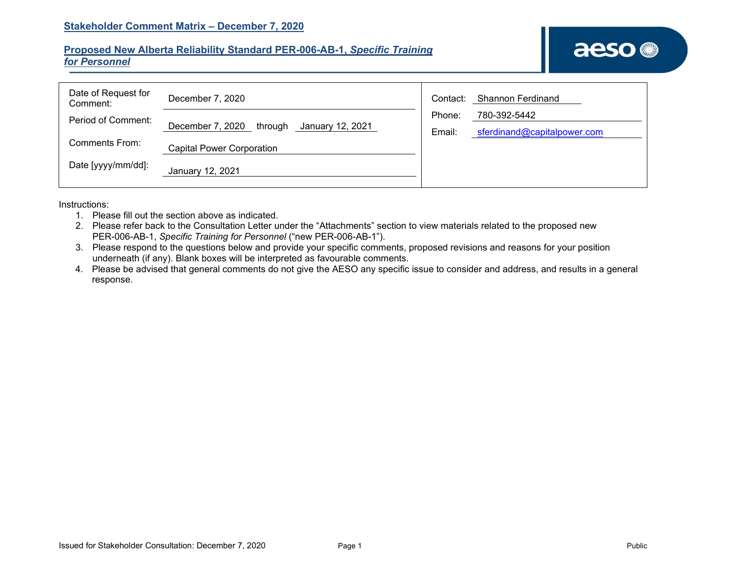## Stakeholder Comment Matrix – December 7, 2020

## Proposed New Alberta Reliability Standard PER-006-AB-1, *Specific Training for Personnel*

| | | | |
|---|---|---|---|
| Date of Request for Comment: | December 7, 2020 | Contact: | Shannon Ferdinand |
| Period of Comment: | December 7, 2020 through January 12, 2021 | Phone: | 780-392-5442 |
| Comments From: | Capital Power Corporation | Email: | sferdinand@capitalpower.com |
| Date [yyyy/mm/dd]: | January 12, 2021 | | |

Instructions:

1. Please fill out the section above as indicated.
2. Please refer back to the Consultation Letter under the “Attachments” section to view materials related to the proposed new PER-006-AB-1, *Specific Training for Personnel* (“new PER-006-AB-1”).
3. Please respond to the questions below and provide your specific comments, proposed revisions and reasons for your position underneath (if any). Blank boxes will be interpreted as favourable comments.
4. Please be advised that general comments do not give the AESO any specific issue to consider and address, and results in a general response.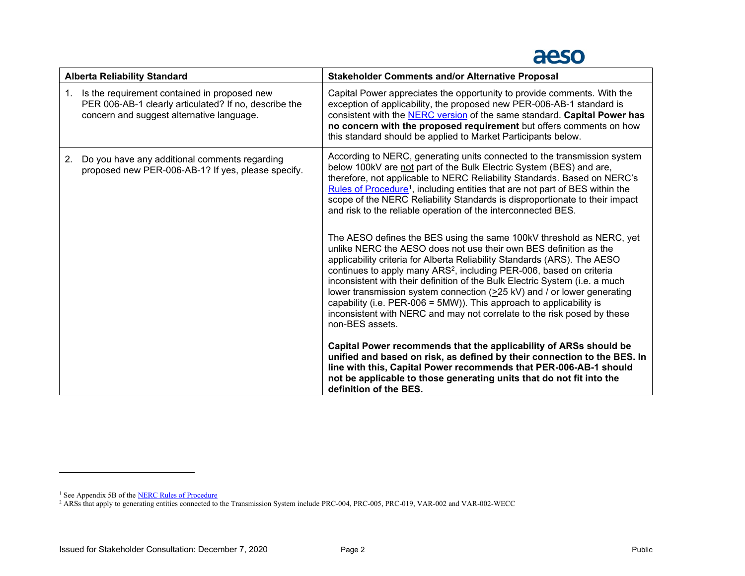| Alberta Reliability Standard | Stakeholder Comments and/or Alternative Proposal |
|---|---|
| 1. Is the requirement contained in proposed new PER 006-AB-1 clearly articulated? If no, describe the concern and suggest alternative language. | Capital Power appreciates the opportunity to provide comments. With the exception of applicability, the proposed new PER-006-AB-1 standard is consistent with the NERC version of the same standard. **Capital Power has no concern with the proposed requirement** but offers comments on how this standard should be applied to Market Participants below. |
| 2. Do you have any additional comments regarding proposed new PER-006-AB-1? If yes, please specify. | According to NERC, generating units connected to the transmission system below 100kV are not part of the Bulk Electric System (BES) and are, therefore, not applicable to NERC Reliability Standards. Based on NERC's Rules of Procedure[1], including entities that are not part of BES within the scope of the NERC Reliability Standards is disproportionate to their impact and risk to the reliable operation of the interconnected BES.<br><br>The AESO defines the BES using the same 100kV threshold as NERC, yet unlike NERC the AESO does not use their own BES definition as the applicability criteria for Alberta Reliability Standards (ARS). The AESO continues to apply many ARS[2], including PER-006, based on criteria inconsistent with their definition of the Bulk Electric System (i.e. a much lower transmission system connection (≥25 kV) and / or lower generating capability (i.e. PER-006 = 5MW)). This approach to applicability is inconsistent with NERC and may not correlate to the risk posed by these non-BES assets.<br><br>**Capital Power recommends that the applicability of ARSs should be unified and based on risk, as defined by their connection to the BES. In line with this, Capital Power recommends that PER-006-AB-1 should not be applicable to those generating units that do not fit into the definition of the BES.** |

[1] See Appendix 5B of the NERC Rules of Procedure

[2] ARSs that apply to generating entities connected to the Transmission System include PRC-004, PRC-005, PRC-019, VAR-002 and VAR-002-WECC